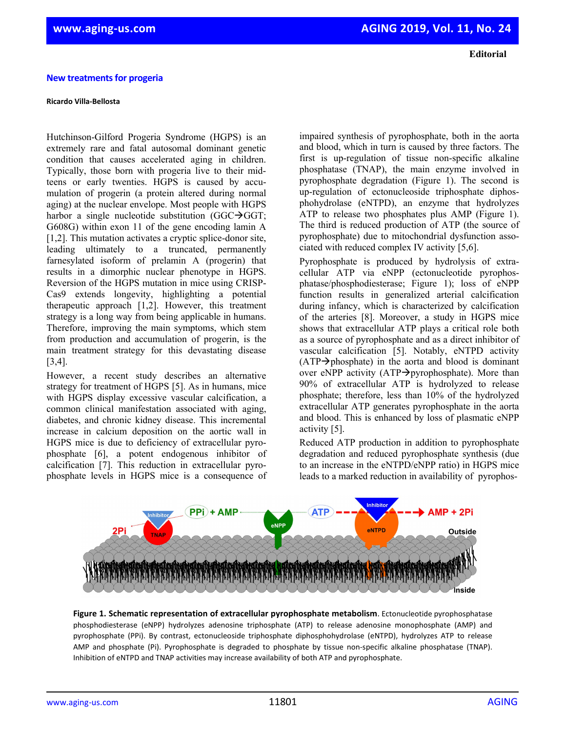Editorial

# New treatments for progeria

**Ricardo Villa-Bellosta**

Hutchinson-Gilford Progeria Syndrome (HGPS) is an extremely rare and fatal autosomal dominant genetic condition that causes accelerated aging in children. Typically, those born with progeria live to their mid-teens or early twenties. HGPS is caused by accumulation of progerin (a protein altered during normal aging) at the nuclear envelope. Most people with HGPS harbor a single nucleotide substitution (GGC→GGT; G608G) within exon 11 of the gene encoding lamin A [1,2]. This mutation activates a cryptic splice-donor site, leading ultimately to a truncated, permanently farnesylated isoform of prelamin A (progerin) that results in a dimorphic nuclear phenotype in HGPS. Reversion of the HGPS mutation in mice using CRISP-Cas9 extends longevity, highlighting a potential therapeutic approach [1,2]. However, this treatment strategy is a long way from being applicable in humans. Therefore, improving the main symptoms, which stem from production and accumulation of progerin, is the main treatment strategy for this devastating disease [3,4].

However, a recent study describes an alternative strategy for treatment of HGPS [5]. As in humans, mice with HGPS display excessive vascular calcification, a common clinical manifestation associated with aging, diabetes, and chronic kidney disease. This incremental increase in calcium deposition on the aortic wall in HGPS mice is due to deficiency of extracellular pyrophosphate [6], a potent endogenous inhibitor of calcification [7]. This reduction in extracellular pyrophosphate levels in HGPS mice is a consequence of impaired synthesis of pyrophosphate, both in the aorta and blood, which in turn is caused by three factors. The first is up-regulation of tissue non-specific alkaline phosphatase (TNAP), the main enzyme involved in pyrophosphate degradation (Figure 1). The second is up-regulation of ectonucleoside triphosphate diphosphohydrolase (eNTPD), an enzyme that hydrolyzes ATP to release two phosphates plus AMP (Figure 1). The third is reduced production of ATP (the source of pyrophosphate) due to mitochondrial dysfunction associated with reduced complex IV activity [5,6].

Pyrophosphate is produced by hydrolysis of extracellular ATP via eNPP (ectonucleotide pyrophosphatase/phosphodiesterase; Figure 1); loss of eNPP function results in generalized arterial calcification during infancy, which is characterized by calcification of the arteries [8]. Moreover, a study in HGPS mice shows that extracellular ATP plays a critical role both as a source of pyrophosphate and as a direct inhibitor of vascular calcification [5]. Notably, eNTPD activity (ATP→phosphate) in the aorta and blood is dominant over eNPP activity (ATP→pyrophosphate). More than 90% of extracellular ATP is hydrolyzed to release phosphate; therefore, less than 10% of the hydrolyzed extracellular ATP generates pyrophosphate in the aorta and blood. This is enhanced by loss of plasmatic eNPP activity [5].

Reduced ATP production in addition to pyrophosphate degradation and reduced pyrophosphate synthesis (due to an increase in the eNTPD/eNPP ratio) in HGPS mice leads to a marked reduction in availability of pyrophos-

**Figure 1. Schematic representation of extracellular pyrophosphate metabolism.** Ectonucleotide pyrophosphatase phosphodiesterase (eNPP) hydrolyzes adenosine triphosphate (ATP) to release adenosine monophosphate (AMP) and pyrophosphate (PPi). By contrast, ectonucleoside triphosphate diphosphohydrolase (eNTPD), hydrolyzes ATP to release AMP and phosphate (Pi). Pyrophosphate is degraded to phosphate by tissue non-specific alkaline phosphatase (TNAP). Inhibition of eNTPD and TNAP activities may increase availability of both ATP and pyrophosphate.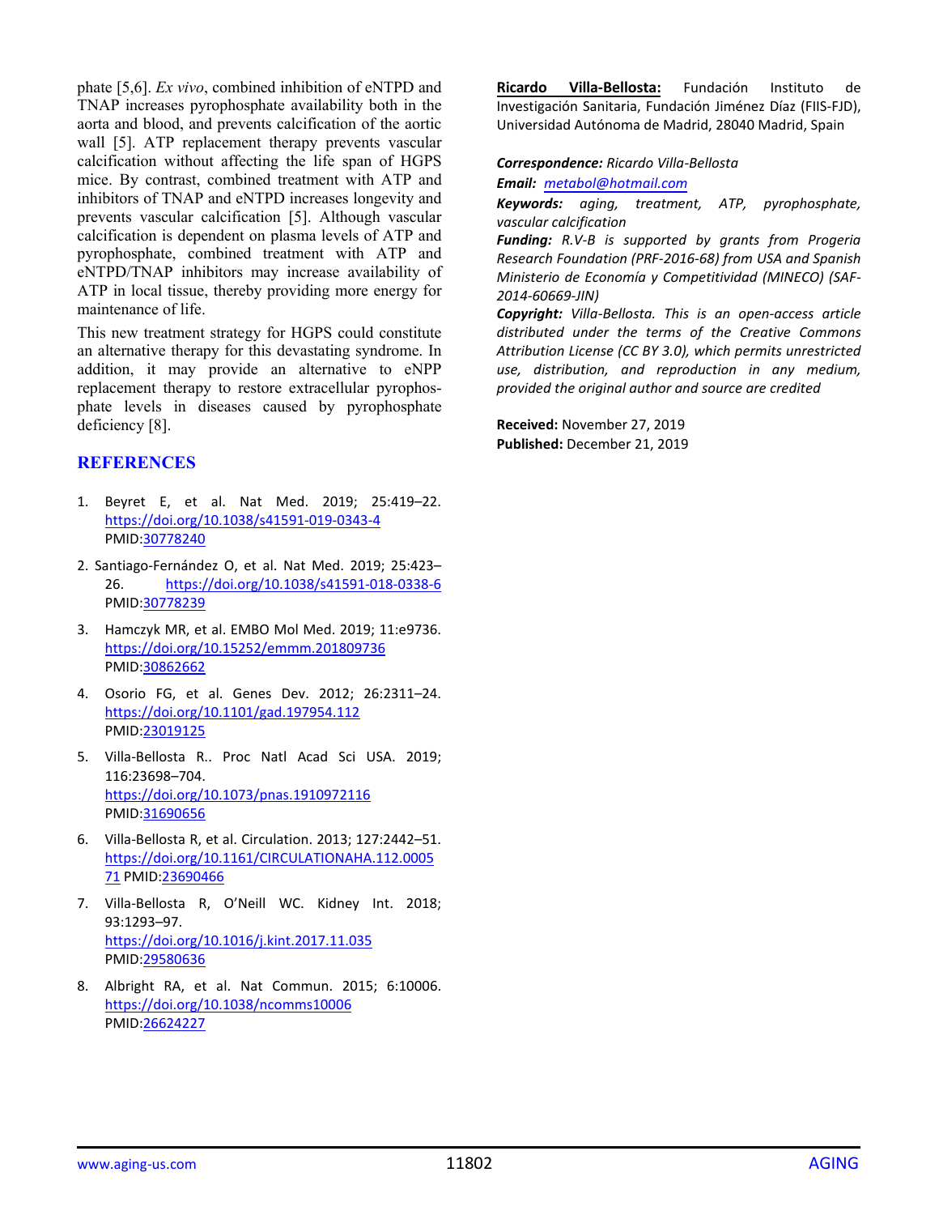phate [5,6]. *Ex vivo*, combined inhibition of eNTPD and TNAP increases pyrophosphate availability both in the aorta and blood, and prevents calcification of the aortic wall [5]. ATP replacement therapy prevents vascular calcification without affecting the life span of HGPS mice. By contrast, combined treatment with ATP and inhibitors of TNAP and eNTPD increases longevity and prevents vascular calcification [5]. Although vascular calcification is dependent on plasma levels of ATP and pyrophosphate, combined treatment with ATP and eNTPD/TNAP inhibitors may increase availability of ATP in local tissue, thereby providing more energy for maintenance of life.

This new treatment strategy for HGPS could constitute an alternative therapy for this devastating syndrome. In addition, it may provide an alternative to eNPP replacement therapy to restore extracellular pyrophosphate levels in diseases caused by pyrophosphate deficiency [8].

## REFERENCES

1. Beyret E, et al. Nat Med. 2019; 25:419–22. https://doi.org/10.1038/s41591-019-0343-4 PMID:30778240
2. Santiago-Fernández O, et al. Nat Med. 2019; 25:423–26. https://doi.org/10.1038/s41591-018-0338-6 PMID:30778239
3. Hamczyk MR, et al. EMBO Mol Med. 2019; 11:e9736. https://doi.org/10.15252/emmm.201809736 PMID:30862662
4. Osorio FG, et al. Genes Dev. 2012; 26:2311–24. https://doi.org/10.1101/gad.197954.112 PMID:23019125
5. Villa-Bellosta R.. Proc Natl Acad Sci USA. 2019; 116:23698–704. https://doi.org/10.1073/pnas.1910972116 PMID:31690656
6. Villa-Bellosta R, et al. Circulation. 2013; 127:2442–51. https://doi.org/10.1161/CIRCULATIONAHA.112.000571 PMID:23690466
7. Villa-Bellosta R, O'Neill WC. Kidney Int. 2018; 93:1293–97. https://doi.org/10.1016/j.kint.2017.11.035 PMID:29580636
8. Albright RA, et al. Nat Commun. 2015; 6:10006. https://doi.org/10.1038/ncomms10006 PMID:26624227

**Ricardo Villa-Bellosta:** Fundación Instituto de Investigación Sanitaria, Fundación Jiménez Díaz (FIIS-FJD), Universidad Autónoma de Madrid, 28040 Madrid, Spain

***Correspondence:*** *Ricardo Villa-Bellosta*

***Email:*** *metabol@hotmail.com*

***Keywords:*** *aging, treatment, ATP, pyrophosphate, vascular calcification*

***Funding:*** *R.V-B is supported by grants from Progeria Research Foundation (PRF-2016-68) from USA and Spanish Ministerio de Economía y Competitividad (MINECO) (SAF-2014-60669-JIN)*

***Copyright:*** *Villa-Bellosta. This is an open-access article distributed under the terms of the Creative Commons Attribution License (CC BY 3.0), which permits unrestricted use, distribution, and reproduction in any medium, provided the original author and source are credited*

**Received:** November 27, 2019

**Published:** December 21, 2019